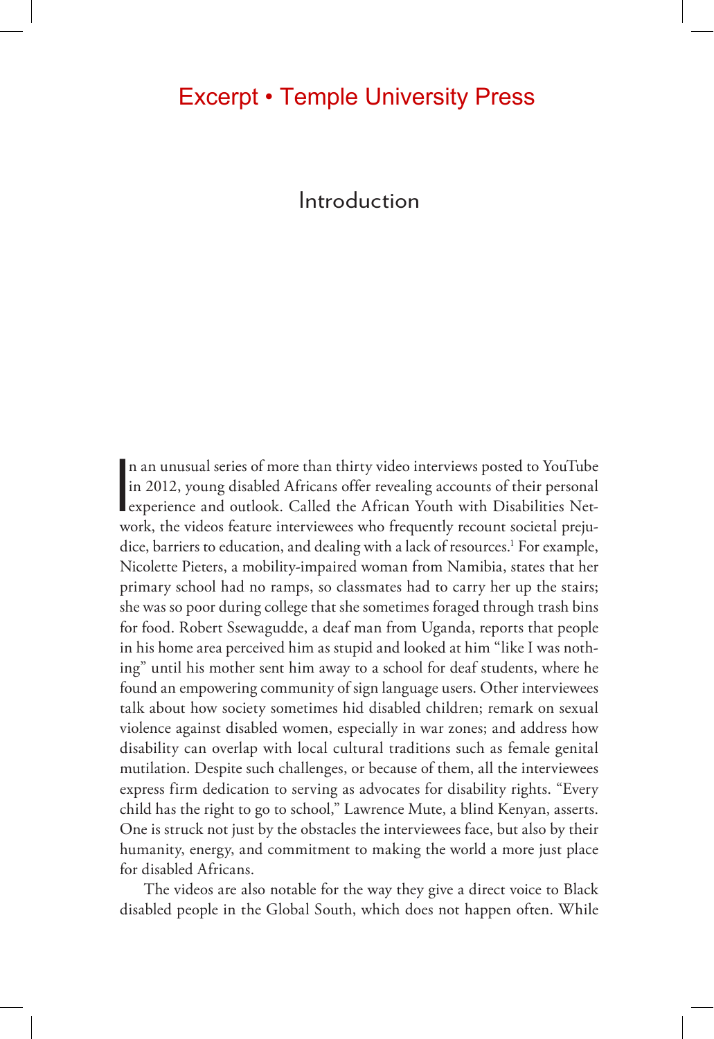# Introduction

In an unusual series of more than thirty video interviews posted to YouTube in 2012, young disabled Africans offer revealing accounts of their personal experience and outlook. Called the African Youth with Disabilities Network, the videos feature interviewees who frequently recount societal prejudice, barriers to education, and dealing with a lack of resources.[1] For example, Nicolette Pieters, a mobility-impaired woman from Namibia, states that her primary school had no ramps, so classmates had to carry her up the stairs; she was so poor during college that she sometimes foraged through trash bins for food. Robert Ssewagudde, a deaf man from Uganda, reports that people in his home area perceived him as stupid and looked at him "like I was nothing" until his mother sent him away to a school for deaf students, where he found an empowering community of sign language users. Other interviewees talk about how society sometimes hid disabled children; remark on sexual violence against disabled women, especially in war zones; and address how disability can overlap with local cultural traditions such as female genital mutilation. Despite such challenges, or because of them, all the interviewees express firm dedication to serving as advocates for disability rights. "Every child has the right to go to school," Lawrence Mute, a blind Kenyan, asserts. One is struck not just by the obstacles the interviewees face, but also by their humanity, energy, and commitment to making the world a more just place for disabled Africans.

The videos are also notable for the way they give a direct voice to Black disabled people in the Global South, which does not happen often. While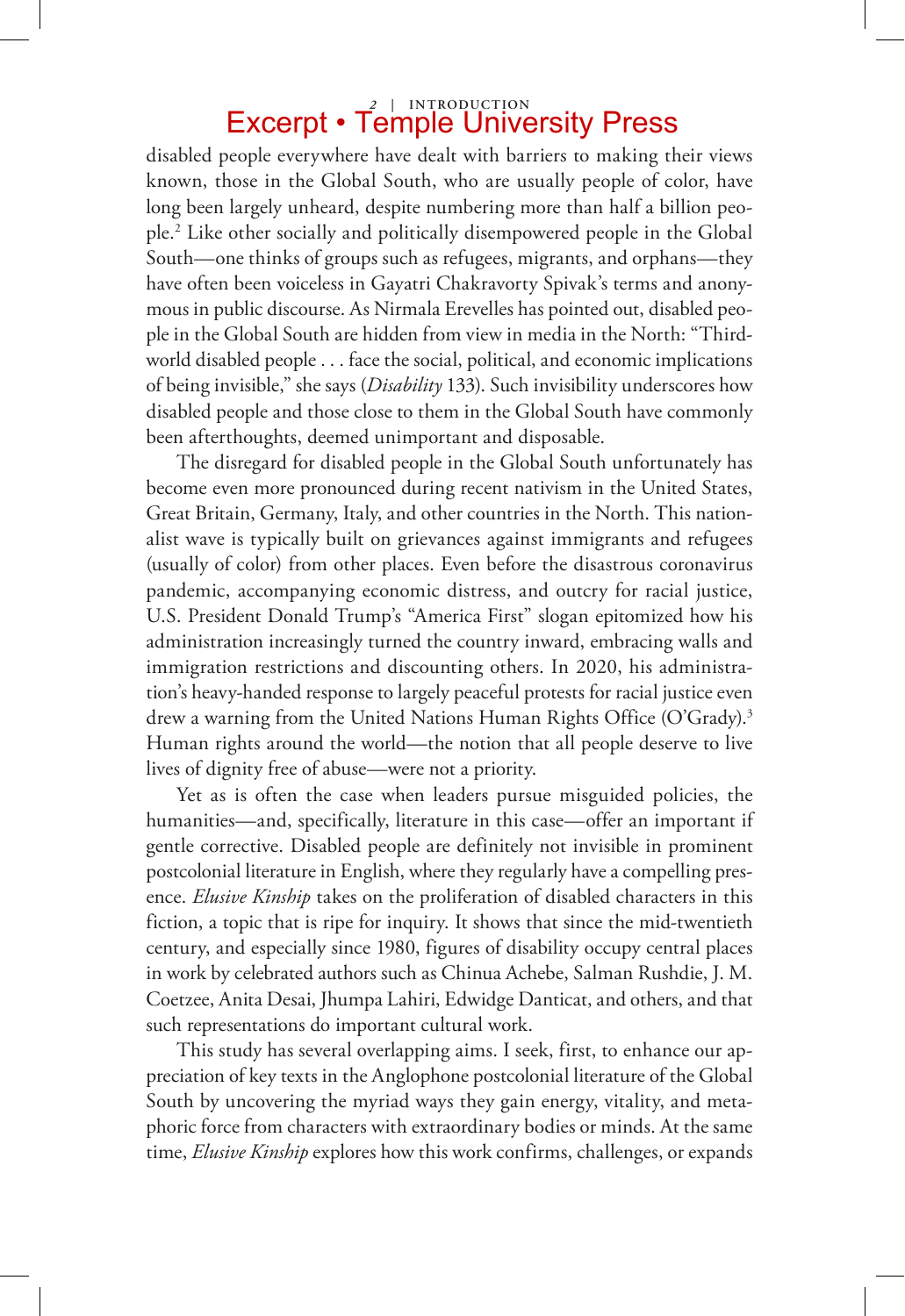disabled people everywhere have dealt with barriers to making their views known, those in the Global South, who are usually people of color, have long been largely unheard, despite numbering more than half a billion people.[2] Like other socially and politically disempowered people in the Global South—one thinks of groups such as refugees, migrants, and orphans—they have often been voiceless in Gayatri Chakravorty Spivak's terms and anonymous in public discourse. As Nirmala Erevelles has pointed out, disabled people in the Global South are hidden from view in media in the North: "Third-world disabled people . . . face the social, political, and economic implications of being invisible," she says (*Disability* 133). Such invisibility underscores how disabled people and those close to them in the Global South have commonly been afterthoughts, deemed unimportant and disposable.

The disregard for disabled people in the Global South unfortunately has become even more pronounced during recent nativism in the United States, Great Britain, Germany, Italy, and other countries in the North. This nationalist wave is typically built on grievances against immigrants and refugees (usually of color) from other places. Even before the disastrous coronavirus pandemic, accompanying economic distress, and outcry for racial justice, U.S. President Donald Trump's "America First" slogan epitomized how his administration increasingly turned the country inward, embracing walls and immigration restrictions and discounting others. In 2020, his administration's heavy-handed response to largely peaceful protests for racial justice even drew a warning from the United Nations Human Rights Office (O'Grady).[3] Human rights around the world—the notion that all people deserve to live lives of dignity free of abuse—were not a priority.

Yet as is often the case when leaders pursue misguided policies, the humanities—and, specifically, literature in this case—offer an important if gentle corrective. Disabled people are definitely not invisible in prominent postcolonial literature in English, where they regularly have a compelling presence. *Elusive Kinship* takes on the proliferation of disabled characters in this fiction, a topic that is ripe for inquiry. It shows that since the mid-twentieth century, and especially since 1980, figures of disability occupy central places in work by celebrated authors such as Chinua Achebe, Salman Rushdie, J. M. Coetzee, Anita Desai, Jhumpa Lahiri, Edwidge Danticat, and others, and that such representations do important cultural work.

This study has several overlapping aims. I seek, first, to enhance our appreciation of key texts in the Anglophone postcolonial literature of the Global South by uncovering the myriad ways they gain energy, vitality, and metaphoric force from characters with extraordinary bodies or minds. At the same time, *Elusive Kinship* explores how this work confirms, challenges, or expands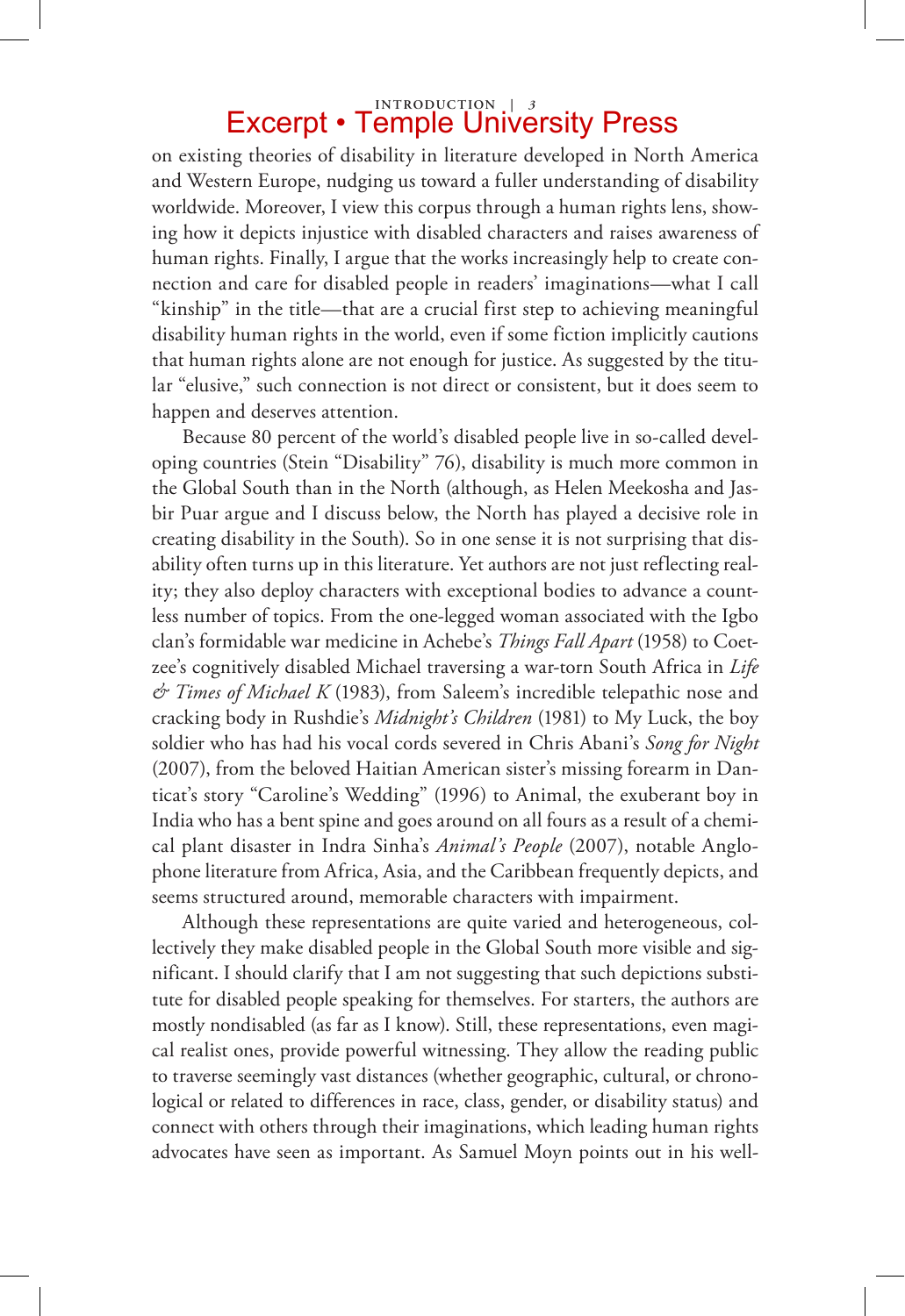on existing theories of disability in literature developed in North America and Western Europe, nudging us toward a fuller understanding of disability worldwide. Moreover, I view this corpus through a human rights lens, showing how it depicts injustice with disabled characters and raises awareness of human rights. Finally, I argue that the works increasingly help to create connection and care for disabled people in readers' imaginations—what I call "kinship" in the title—that are a crucial first step to achieving meaningful disability human rights in the world, even if some fiction implicitly cautions that human rights alone are not enough for justice. As suggested by the titular "elusive," such connection is not direct or consistent, but it does seem to happen and deserves attention.

Because 80 percent of the world's disabled people live in so-called developing countries (Stein "Disability" 76), disability is much more common in the Global South than in the North (although, as Helen Meekosha and Jasbir Puar argue and I discuss below, the North has played a decisive role in creating disability in the South). So in one sense it is not surprising that disability often turns up in this literature. Yet authors are not just reflecting reality; they also deploy characters with exceptional bodies to advance a countless number of topics. From the one-legged woman associated with the Igbo clan's formidable war medicine in Achebe's *Things Fall Apart* (1958) to Coetzee's cognitively disabled Michael traversing a war-torn South Africa in *Life & Times of Michael K* (1983), from Saleem's incredible telepathic nose and cracking body in Rushdie's *Midnight's Children* (1981) to My Luck, the boy soldier who has had his vocal cords severed in Chris Abani's *Song for Night* (2007), from the beloved Haitian American sister's missing forearm in Danticat's story "Caroline's Wedding" (1996) to Animal, the exuberant boy in India who has a bent spine and goes around on all fours as a result of a chemical plant disaster in Indra Sinha's *Animal's People* (2007), notable Anglophone literature from Africa, Asia, and the Caribbean frequently depicts, and seems structured around, memorable characters with impairment.

Although these representations are quite varied and heterogeneous, collectively they make disabled people in the Global South more visible and significant. I should clarify that I am not suggesting that such depictions substitute for disabled people speaking for themselves. For starters, the authors are mostly nondisabled (as far as I know). Still, these representations, even magical realist ones, provide powerful witnessing. They allow the reading public to traverse seemingly vast distances (whether geographic, cultural, or chronological or related to differences in race, class, gender, or disability status) and connect with others through their imaginations, which leading human rights advocates have seen as important. As Samuel Moyn points out in his well-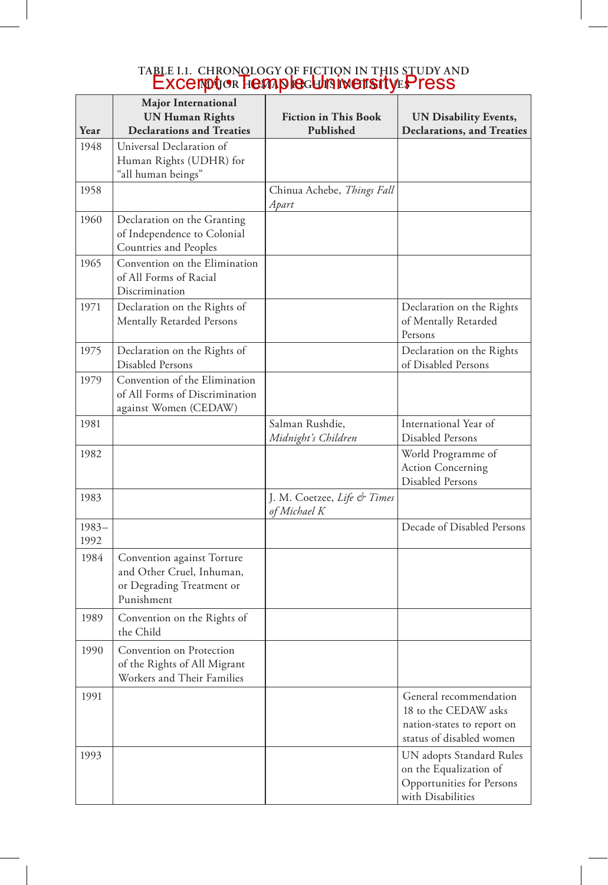**TABLE I.1. CHRONOLOGY OF FICTION IN THIS STUDY AND MAJOR HUMAN RIGHTS INITIATIVES**

| Year | Major International UN Human Rights Declarations and Treaties | Fiction in This Book Published | UN Disability Events, Declarations, and Treaties |
|---|---|---|---|
| 1948 | Universal Declaration of Human Rights (UDHR) for "all human beings" | | |
| 1958 | | Chinua Achebe, *Things Fall Apart* | |
| 1960 | Declaration on the Granting of Independence to Colonial Countries and Peoples | | |
| 1965 | Convention on the Elimination of All Forms of Racial Discrimination | | |
| 1971 | Declaration on the Rights of Mentally Retarded Persons | | Declaration on the Rights of Mentally Retarded Persons |
| 1975 | Declaration on the Rights of Disabled Persons | | Declaration on the Rights of Disabled Persons |
| 1979 | Convention of the Elimination of All Forms of Discrimination against Women (CEDAW) | | |
| 1981 | | Salman Rushdie, *Midnight's Children* | International Year of Disabled Persons |
| 1982 | | | World Programme of Action Concerning Disabled Persons |
| 1983 | | J. M. Coetzee, *Life & Times of Michael K* | |
| 1983–1992 | | | Decade of Disabled Persons |
| 1984 | Convention against Torture and Other Cruel, Inhuman, or Degrading Treatment or Punishment | | |
| 1989 | Convention on the Rights of the Child | | |
| 1990 | Convention on Protection of the Rights of All Migrant Workers and Their Families | | |
| 1991 | | | General recommendation 18 to the CEDAW asks nation-states to report on status of disabled women |
| 1993 | | | UN adopts Standard Rules on the Equalization of Opportunities for Persons with Disabilities |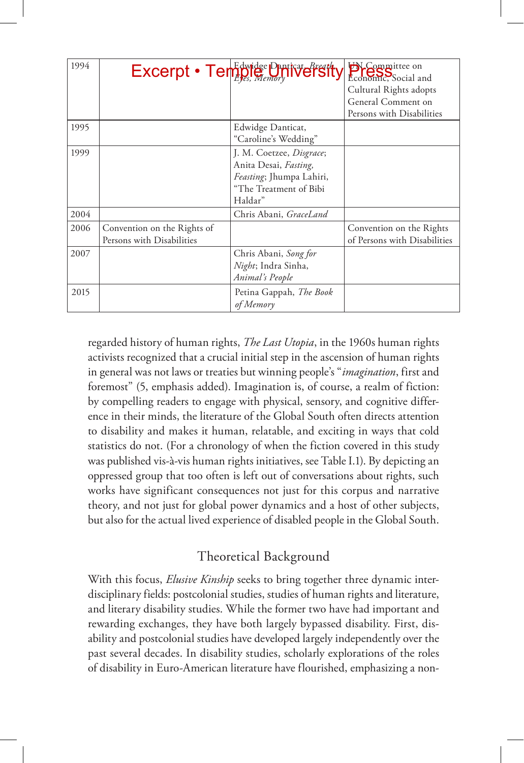| | | | |
|---|---|---|---|
| 1994 | | Edwidge Danticat, *Breath, Eyes, Memory* | UN Committee on Economic, Social and Cultural Rights adopts General Comment on Persons with Disabilities |
| 1995 | | Edwidge Danticat, "Caroline's Wedding" | |
| 1999 | | J. M. Coetzee, *Disgrace*; Anita Desai, *Fasting, Feasting*; Jhumpa Lahiri, "The Treatment of Bibi Haldar" | |
| 2004 | | Chris Abani, *GraceLand* | |
| 2006 | Convention on the Rights of Persons with Disabilities | | Convention on the Rights of Persons with Disabilities |
| 2007 | | Chris Abani, *Song for Night*; Indra Sinha, *Animal's People* | |
| 2015 | | Petina Gappah, *The Book of Memory* | |

regarded history of human rights, *The Last Utopia*, in the 1960s human rights activists recognized that a crucial initial step in the ascension of human rights in general was not laws or treaties but winning people's "*imagination*, first and foremost" (5, emphasis added). Imagination is, of course, a realm of fiction: by compelling readers to engage with physical, sensory, and cognitive difference in their minds, the literature of the Global South often directs attention to disability and makes it human, relatable, and exciting in ways that cold statistics do not. (For a chronology of when the fiction covered in this study was published vis-à-vis human rights initiatives, see Table I.1). By depicting an oppressed group that too often is left out of conversations about rights, such works have significant consequences not just for this corpus and narrative theory, and not just for global power dynamics and a host of other subjects, but also for the actual lived experience of disabled people in the Global South.

## Theoretical Background

With this focus, *Elusive Kinship* seeks to bring together three dynamic interdisciplinary fields: postcolonial studies, studies of human rights and literature, and literary disability studies. While the former two have had important and rewarding exchanges, they have both largely bypassed disability. First, disability and postcolonial studies have developed largely independently over the past several decades. In disability studies, scholarly explorations of the roles of disability in Euro-American literature have flourished, emphasizing a non-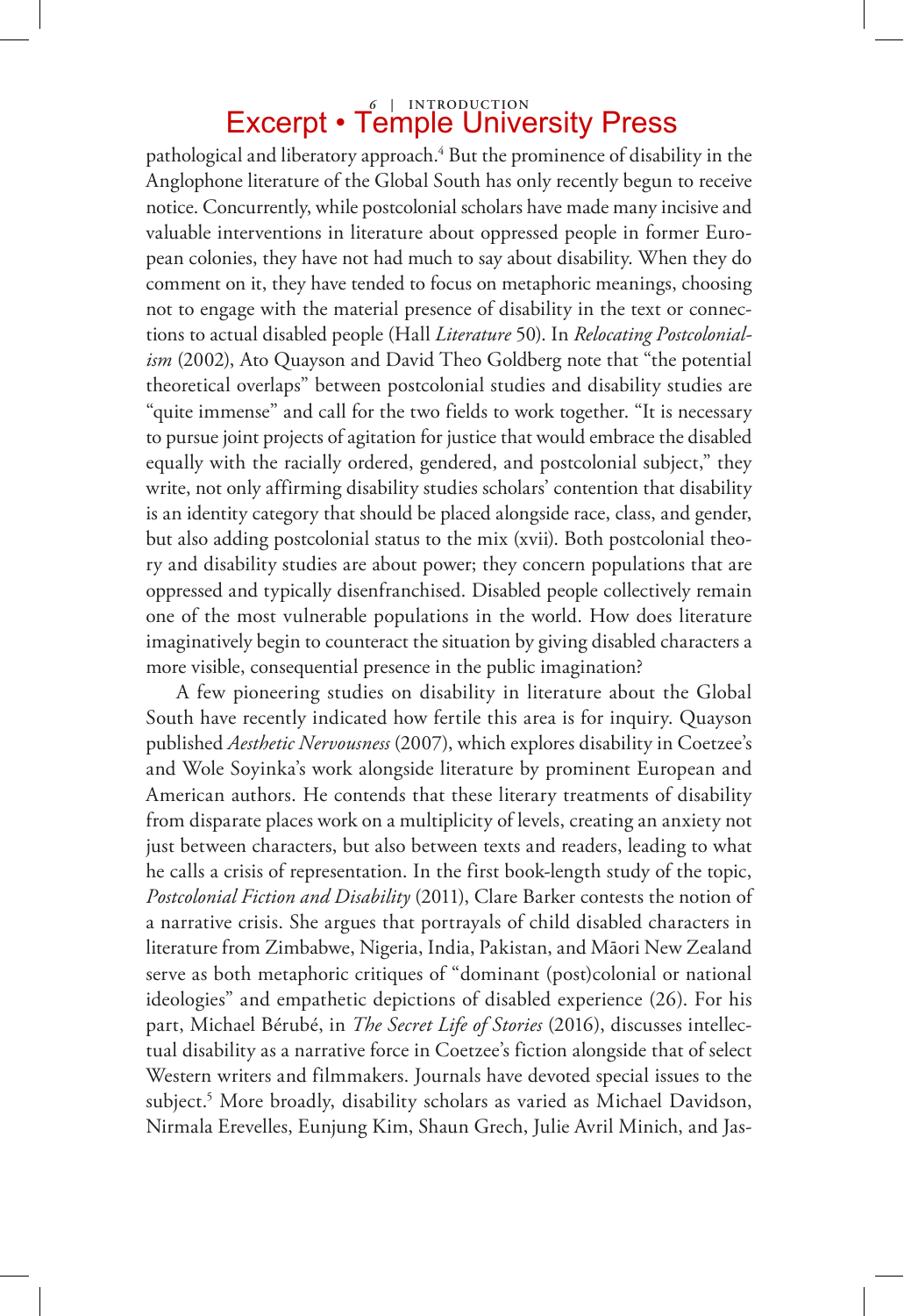pathological and liberatory approach.[4] But the prominence of disability in the Anglophone literature of the Global South has only recently begun to receive notice. Concurrently, while postcolonial scholars have made many incisive and valuable interventions in literature about oppressed people in former European colonies, they have not had much to say about disability. When they do comment on it, they have tended to focus on metaphoric meanings, choosing not to engage with the material presence of disability in the text or connections to actual disabled people (Hall *Literature* 50). In *Relocating Postcolonialism* (2002), Ato Quayson and David Theo Goldberg note that "the potential theoretical overlaps" between postcolonial studies and disability studies are "quite immense" and call for the two fields to work together. "It is necessary to pursue joint projects of agitation for justice that would embrace the disabled equally with the racially ordered, gendered, and postcolonial subject," they write, not only affirming disability studies scholars' contention that disability is an identity category that should be placed alongside race, class, and gender, but also adding postcolonial status to the mix (xvii). Both postcolonial theory and disability studies are about power; they concern populations that are oppressed and typically disenfranchised. Disabled people collectively remain one of the most vulnerable populations in the world. How does literature imaginatively begin to counteract the situation by giving disabled characters a more visible, consequential presence in the public imagination?

A few pioneering studies on disability in literature about the Global South have recently indicated how fertile this area is for inquiry. Quayson published *Aesthetic Nervousness* (2007), which explores disability in Coetzee's and Wole Soyinka's work alongside literature by prominent European and American authors. He contends that these literary treatments of disability from disparate places work on a multiplicity of levels, creating an anxiety not just between characters, but also between texts and readers, leading to what he calls a crisis of representation. In the first book-length study of the topic, *Postcolonial Fiction and Disability* (2011), Clare Barker contests the notion of a narrative crisis. She argues that portrayals of child disabled characters in literature from Zimbabwe, Nigeria, India, Pakistan, and Māori New Zealand serve as both metaphoric critiques of "dominant (post)colonial or national ideologies" and empathetic depictions of disabled experience (26). For his part, Michael Bérubé, in *The Secret Life of Stories* (2016), discusses intellectual disability as a narrative force in Coetzee's fiction alongside that of select Western writers and filmmakers. Journals have devoted special issues to the subject.[5] More broadly, disability scholars as varied as Michael Davidson, Nirmala Erevelles, Eunjung Kim, Shaun Grech, Julie Avril Minich, and Jas-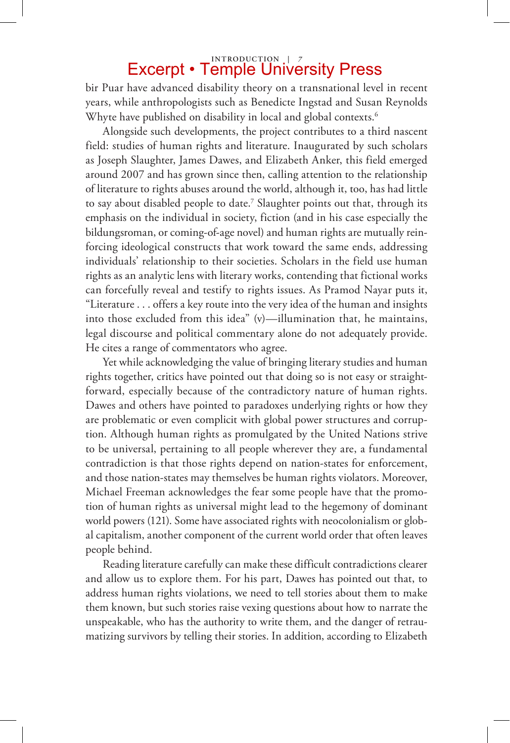bir Puar have advanced disability theory on a transnational level in recent years, while anthropologists such as Benedicte Ingstad and Susan Reynolds Whyte have published on disability in local and global contexts.[6]

Alongside such developments, the project contributes to a third nascent field: studies of human rights and literature. Inaugurated by such scholars as Joseph Slaughter, James Dawes, and Elizabeth Anker, this field emerged around 2007 and has grown since then, calling attention to the relationship of literature to rights abuses around the world, although it, too, has had little to say about disabled people to date.[7] Slaughter points out that, through its emphasis on the individual in society, fiction (and in his case especially the bildungsroman, or coming-of-age novel) and human rights are mutually reinforcing ideological constructs that work toward the same ends, addressing individuals' relationship to their societies. Scholars in the field use human rights as an analytic lens with literary works, contending that fictional works can forcefully reveal and testify to rights issues. As Pramod Nayar puts it, "Literature . . . offers a key route into the very idea of the human and insights into those excluded from this idea" (v)—illumination that, he maintains, legal discourse and political commentary alone do not adequately provide. He cites a range of commentators who agree.

Yet while acknowledging the value of bringing literary studies and human rights together, critics have pointed out that doing so is not easy or straightforward, especially because of the contradictory nature of human rights. Dawes and others have pointed to paradoxes underlying rights or how they are problematic or even complicit with global power structures and corruption. Although human rights as promulgated by the United Nations strive to be universal, pertaining to all people wherever they are, a fundamental contradiction is that those rights depend on nation-states for enforcement, and those nation-states may themselves be human rights violators. Moreover, Michael Freeman acknowledges the fear some people have that the promotion of human rights as universal might lead to the hegemony of dominant world powers (121). Some have associated rights with neocolonialism or global capitalism, another component of the current world order that often leaves people behind.

Reading literature carefully can make these difficult contradictions clearer and allow us to explore them. For his part, Dawes has pointed out that, to address human rights violations, we need to tell stories about them to make them known, but such stories raise vexing questions about how to narrate the unspeakable, who has the authority to write them, and the danger of retraumatizing survivors by telling their stories. In addition, according to Elizabeth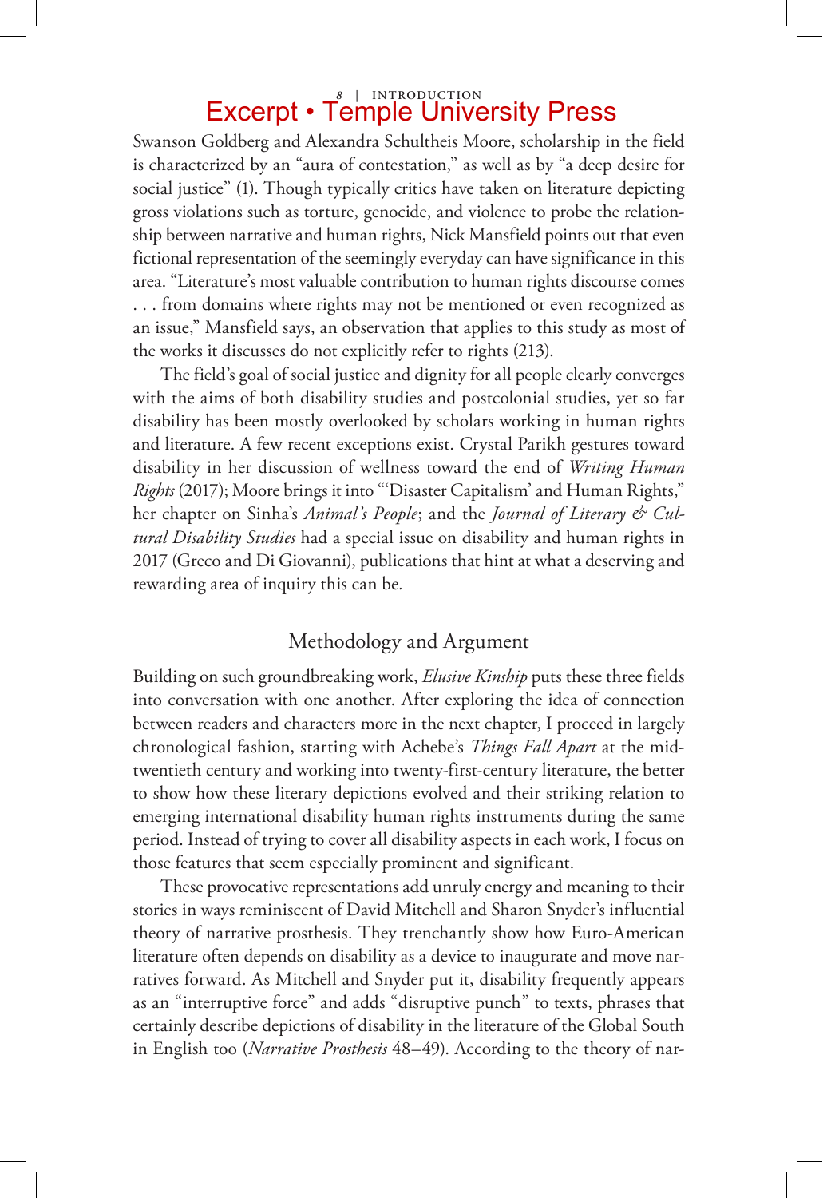Swanson Goldberg and Alexandra Schultheis Moore, scholarship in the field is characterized by an "aura of contestation," as well as by "a deep desire for social justice" (1). Though typically critics have taken on literature depicting gross violations such as torture, genocide, and violence to probe the relationship between narrative and human rights, Nick Mansfield points out that even fictional representation of the seemingly everyday can have significance in this area. "Literature's most valuable contribution to human rights discourse comes . . . from domains where rights may not be mentioned or even recognized as an issue," Mansfield says, an observation that applies to this study as most of the works it discusses do not explicitly refer to rights (213).

The field's goal of social justice and dignity for all people clearly converges with the aims of both disability studies and postcolonial studies, yet so far disability has been mostly overlooked by scholars working in human rights and literature. A few recent exceptions exist. Crystal Parikh gestures toward disability in her discussion of wellness toward the end of *Writing Human Rights* (2017); Moore brings it into "'Disaster Capitalism' and Human Rights," her chapter on Sinha's *Animal's People*; and the *Journal of Literary & Cultural Disability Studies* had a special issue on disability and human rights in 2017 (Greco and Di Giovanni), publications that hint at what a deserving and rewarding area of inquiry this can be.

## Methodology and Argument

Building on such groundbreaking work, *Elusive Kinship* puts these three fields into conversation with one another. After exploring the idea of connection between readers and characters more in the next chapter, I proceed in largely chronological fashion, starting with Achebe's *Things Fall Apart* at the mid-twentieth century and working into twenty-first-century literature, the better to show how these literary depictions evolved and their striking relation to emerging international disability human rights instruments during the same period. Instead of trying to cover all disability aspects in each work, I focus on those features that seem especially prominent and significant.

These provocative representations add unruly energy and meaning to their stories in ways reminiscent of David Mitchell and Sharon Snyder's influential theory of narrative prosthesis. They trenchantly show how Euro-American literature often depends on disability as a device to inaugurate and move narratives forward. As Mitchell and Snyder put it, disability frequently appears as an "interruptive force" and adds "disruptive punch" to texts, phrases that certainly describe depictions of disability in the literature of the Global South in English too (*Narrative Prosthesis* 48–49). According to the theory of nar-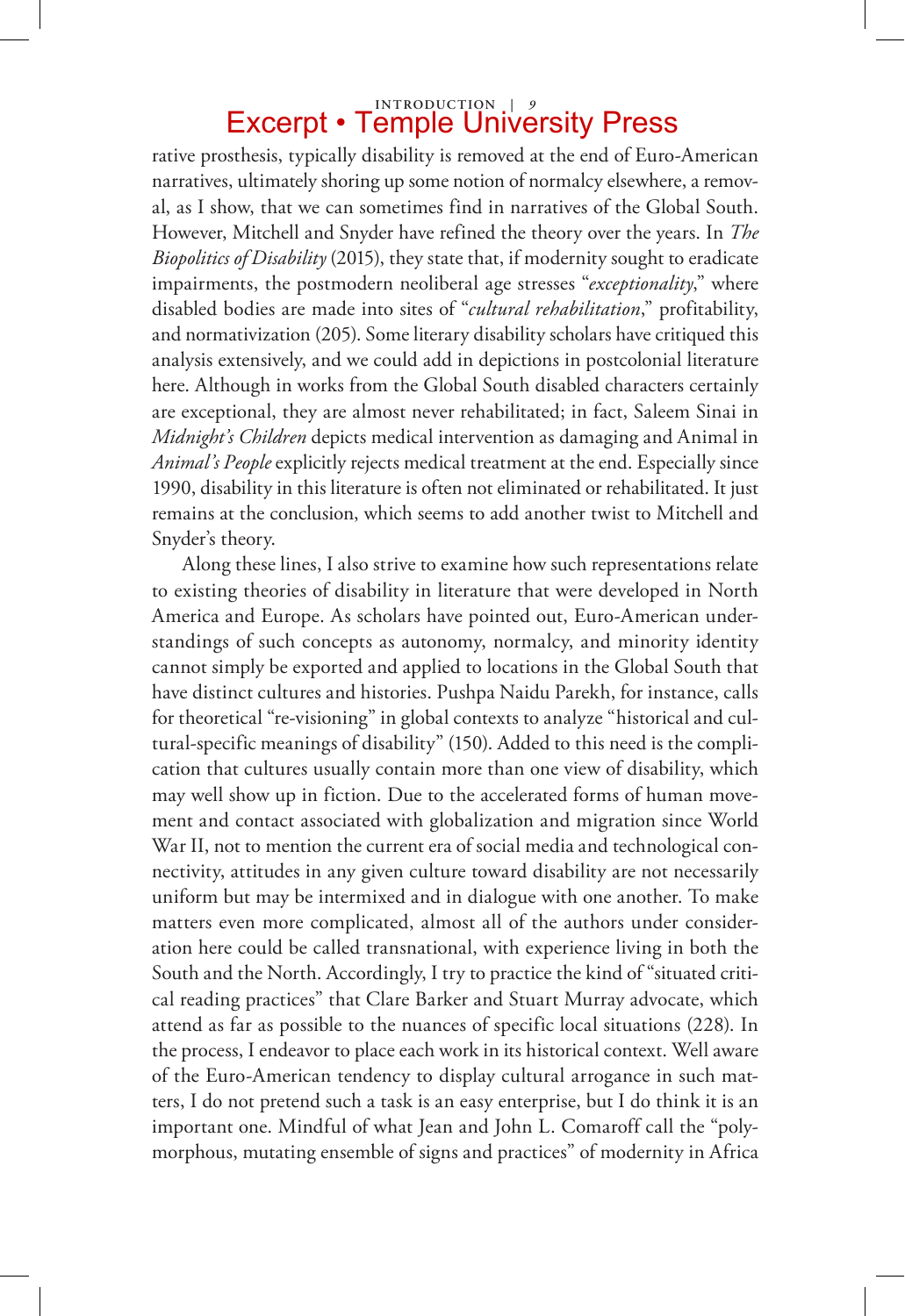rative prosthesis, typically disability is removed at the end of Euro-American narratives, ultimately shoring up some notion of normalcy elsewhere, a removal, as I show, that we can sometimes find in narratives of the Global South. However, Mitchell and Snyder have refined the theory over the years. In *The Biopolitics of Disability* (2015), they state that, if modernity sought to eradicate impairments, the postmodern neoliberal age stresses "*exceptionality*," where disabled bodies are made into sites of "*cultural rehabilitation*," profitability, and normativization (205). Some literary disability scholars have critiqued this analysis extensively, and we could add in depictions in postcolonial literature here. Although in works from the Global South disabled characters certainly are exceptional, they are almost never rehabilitated; in fact, Saleem Sinai in *Midnight's Children* depicts medical intervention as damaging and Animal in *Animal's People* explicitly rejects medical treatment at the end. Especially since 1990, disability in this literature is often not eliminated or rehabilitated. It just remains at the conclusion, which seems to add another twist to Mitchell and Snyder's theory.

Along these lines, I also strive to examine how such representations relate to existing theories of disability in literature that were developed in North America and Europe. As scholars have pointed out, Euro-American understandings of such concepts as autonomy, normalcy, and minority identity cannot simply be exported and applied to locations in the Global South that have distinct cultures and histories. Pushpa Naidu Parekh, for instance, calls for theoretical "re-visioning" in global contexts to analyze "historical and cultural-specific meanings of disability" (150). Added to this need is the complication that cultures usually contain more than one view of disability, which may well show up in fiction. Due to the accelerated forms of human movement and contact associated with globalization and migration since World War II, not to mention the current era of social media and technological connectivity, attitudes in any given culture toward disability are not necessarily uniform but may be intermixed and in dialogue with one another. To make matters even more complicated, almost all of the authors under consideration here could be called transnational, with experience living in both the South and the North. Accordingly, I try to practice the kind of "situated critical reading practices" that Clare Barker and Stuart Murray advocate, which attend as far as possible to the nuances of specific local situations (228). In the process, I endeavor to place each work in its historical context. Well aware of the Euro-American tendency to display cultural arrogance in such matters, I do not pretend such a task is an easy enterprise, but I do think it is an important one. Mindful of what Jean and John L. Comaroff call the "polymorphous, mutating ensemble of signs and practices" of modernity in Africa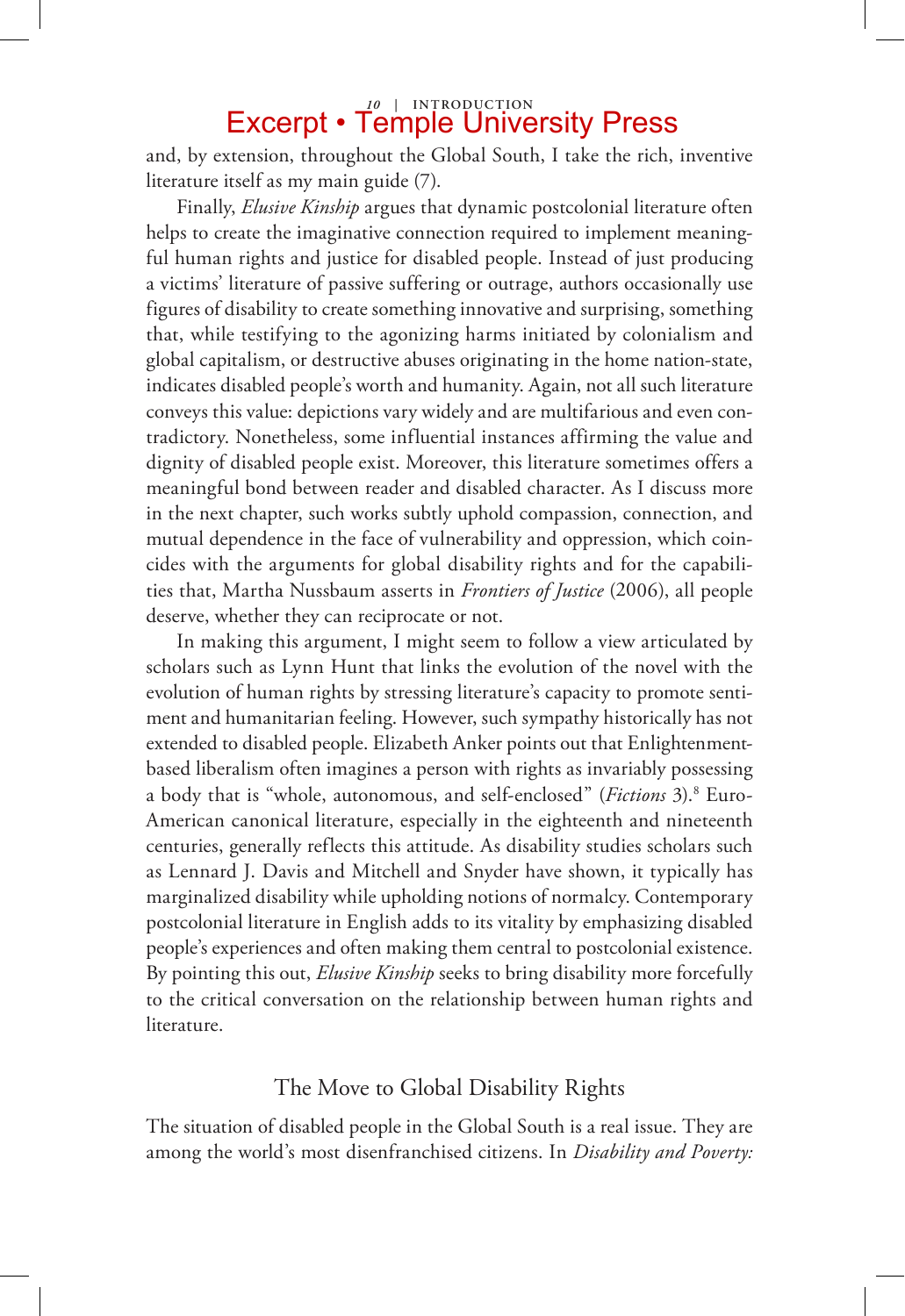and, by extension, throughout the Global South, I take the rich, inventive literature itself as my main guide (7).

Finally, *Elusive Kinship* argues that dynamic postcolonial literature often helps to create the imaginative connection required to implement meaningful human rights and justice for disabled people. Instead of just producing a victims' literature of passive suffering or outrage, authors occasionally use figures of disability to create something innovative and surprising, something that, while testifying to the agonizing harms initiated by colonialism and global capitalism, or destructive abuses originating in the home nation-state, indicates disabled people's worth and humanity. Again, not all such literature conveys this value: depictions vary widely and are multifarious and even contradictory. Nonetheless, some influential instances affirming the value and dignity of disabled people exist. Moreover, this literature sometimes offers a meaningful bond between reader and disabled character. As I discuss more in the next chapter, such works subtly uphold compassion, connection, and mutual dependence in the face of vulnerability and oppression, which coincides with the arguments for global disability rights and for the capabilities that, Martha Nussbaum asserts in *Frontiers of Justice* (2006), all people deserve, whether they can reciprocate or not.

In making this argument, I might seem to follow a view articulated by scholars such as Lynn Hunt that links the evolution of the novel with the evolution of human rights by stressing literature's capacity to promote sentiment and humanitarian feeling. However, such sympathy historically has not extended to disabled people. Elizabeth Anker points out that Enlightenment-based liberalism often imagines a person with rights as invariably possessing a body that is "whole, autonomous, and self-enclosed" (*Fictions* 3).[8] Euro-American canonical literature, especially in the eighteenth and nineteenth centuries, generally reflects this attitude. As disability studies scholars such as Lennard J. Davis and Mitchell and Snyder have shown, it typically has marginalized disability while upholding notions of normalcy. Contemporary postcolonial literature in English adds to its vitality by emphasizing disabled people's experiences and often making them central to postcolonial existence. By pointing this out, *Elusive Kinship* seeks to bring disability more forcefully to the critical conversation on the relationship between human rights and literature.

## The Move to Global Disability Rights

The situation of disabled people in the Global South is a real issue. They are among the world's most disenfranchised citizens. In *Disability and Poverty:*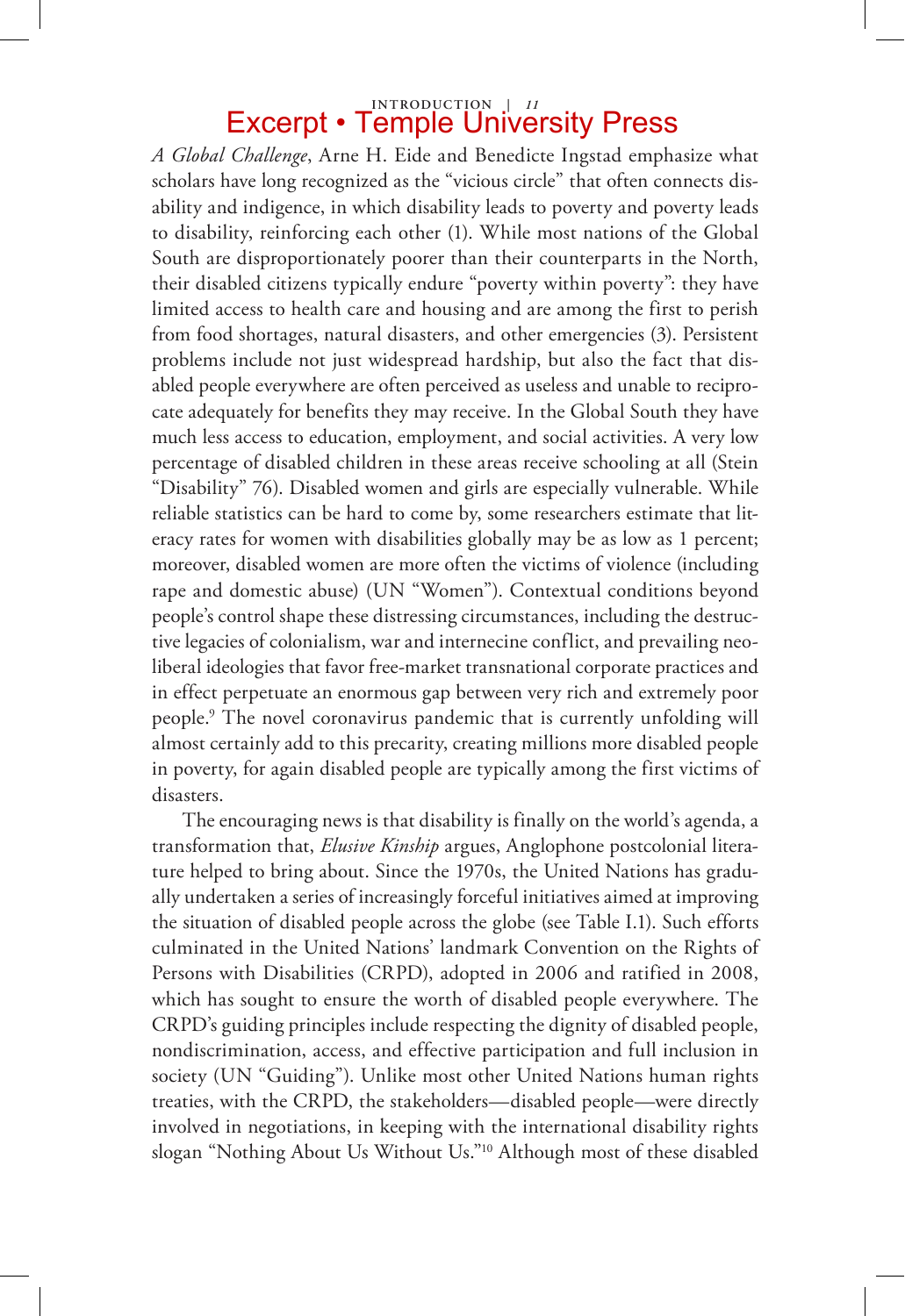*A Global Challenge*, Arne H. Eide and Benedicte Ingstad emphasize what scholars have long recognized as the "vicious circle" that often connects disability and indigence, in which disability leads to poverty and poverty leads to disability, reinforcing each other (1). While most nations of the Global South are disproportionately poorer than their counterparts in the North, their disabled citizens typically endure "poverty within poverty": they have limited access to health care and housing and are among the first to perish from food shortages, natural disasters, and other emergencies (3). Persistent problems include not just widespread hardship, but also the fact that disabled people everywhere are often perceived as useless and unable to reciprocate adequately for benefits they may receive. In the Global South they have much less access to education, employment, and social activities. A very low percentage of disabled children in these areas receive schooling at all (Stein "Disability" 76). Disabled women and girls are especially vulnerable. While reliable statistics can be hard to come by, some researchers estimate that literacy rates for women with disabilities globally may be as low as 1 percent; moreover, disabled women are more often the victims of violence (including rape and domestic abuse) (UN "Women"). Contextual conditions beyond people's control shape these distressing circumstances, including the destructive legacies of colonialism, war and internecine conflict, and prevailing neoliberal ideologies that favor free-market transnational corporate practices and in effect perpetuate an enormous gap between very rich and extremely poor people.[9] The novel coronavirus pandemic that is currently unfolding will almost certainly add to this precarity, creating millions more disabled people in poverty, for again disabled people are typically among the first victims of disasters.

The encouraging news is that disability is finally on the world's agenda, a transformation that, *Elusive Kinship* argues, Anglophone postcolonial literature helped to bring about. Since the 1970s, the United Nations has gradually undertaken a series of increasingly forceful initiatives aimed at improving the situation of disabled people across the globe (see Table I.1). Such efforts culminated in the United Nations' landmark Convention on the Rights of Persons with Disabilities (CRPD), adopted in 2006 and ratified in 2008, which has sought to ensure the worth of disabled people everywhere. The CRPD's guiding principles include respecting the dignity of disabled people, nondiscrimination, access, and effective participation and full inclusion in society (UN "Guiding"). Unlike most other United Nations human rights treaties, with the CRPD, the stakeholders—disabled people—were directly involved in negotiations, in keeping with the international disability rights slogan "Nothing About Us Without Us."[10] Although most of these disabled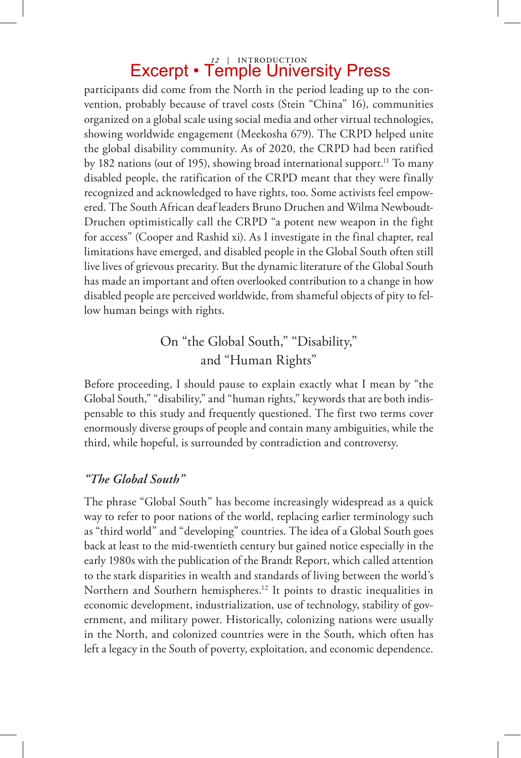participants did come from the North in the period leading up to the convention, probably because of travel costs (Stein "China" 16), communities organized on a global scale using social media and other virtual technologies, showing worldwide engagement (Meekosha 679). The CRPD helped unite the global disability community. As of 2020, the CRPD had been ratified by 182 nations (out of 195), showing broad international support.[11] To many disabled people, the ratification of the CRPD meant that they were finally recognized and acknowledged to have rights, too. Some activists feel empowered. The South African deaf leaders Bruno Druchen and Wilma Newboudt-Druchen optimistically call the CRPD "a potent new weapon in the fight for access" (Cooper and Rashid xi). As I investigate in the final chapter, real limitations have emerged, and disabled people in the Global South often still live lives of grievous precarity. But the dynamic literature of the Global South has made an important and often overlooked contribution to a change in how disabled people are perceived worldwide, from shameful objects of pity to fellow human beings with rights.

## On "the Global South," "Disability," and "Human Rights"

Before proceeding, I should pause to explain exactly what I mean by "the Global South," "disability," and "human rights," keywords that are both indispensable to this study and frequently questioned. The first two terms cover enormously diverse groups of people and contain many ambiguities, while the third, while hopeful, is surrounded by contradiction and controversy.

### *"The Global South"*

The phrase "Global South" has become increasingly widespread as a quick way to refer to poor nations of the world, replacing earlier terminology such as "third world" and "developing" countries. The idea of a Global South goes back at least to the mid-twentieth century but gained notice especially in the early 1980s with the publication of the Brandt Report, which called attention to the stark disparities in wealth and standards of living between the world's Northern and Southern hemispheres.[12] It points to drastic inequalities in economic development, industrialization, use of technology, stability of government, and military power. Historically, colonizing nations were usually in the North, and colonized countries were in the South, which often has left a legacy in the South of poverty, exploitation, and economic dependence.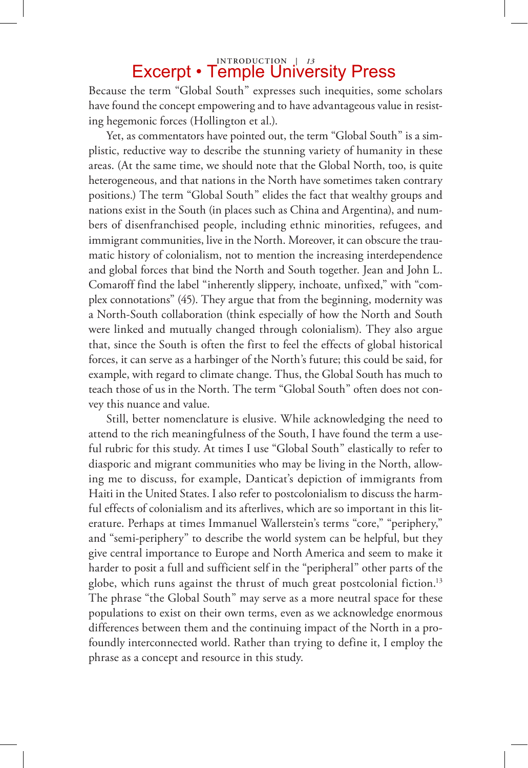Because the term "Global South" expresses such inequities, some scholars have found the concept empowering and to have advantageous value in resisting hegemonic forces (Hollington et al.).

Yet, as commentators have pointed out, the term "Global South" is a simplistic, reductive way to describe the stunning variety of humanity in these areas. (At the same time, we should note that the Global North, too, is quite heterogeneous, and that nations in the North have sometimes taken contrary positions.) The term "Global South" elides the fact that wealthy groups and nations exist in the South (in places such as China and Argentina), and numbers of disenfranchised people, including ethnic minorities, refugees, and immigrant communities, live in the North. Moreover, it can obscure the traumatic history of colonialism, not to mention the increasing interdependence and global forces that bind the North and South together. Jean and John L. Comaroff find the label "inherently slippery, inchoate, unfixed," with "complex connotations" (45). They argue that from the beginning, modernity was a North-South collaboration (think especially of how the North and South were linked and mutually changed through colonialism). They also argue that, since the South is often the first to feel the effects of global historical forces, it can serve as a harbinger of the North's future; this could be said, for example, with regard to climate change. Thus, the Global South has much to teach those of us in the North. The term "Global South" often does not convey this nuance and value.

Still, better nomenclature is elusive. While acknowledging the need to attend to the rich meaningfulness of the South, I have found the term a useful rubric for this study. At times I use "Global South" elastically to refer to diasporic and migrant communities who may be living in the North, allowing me to discuss, for example, Danticat's depiction of immigrants from Haiti in the United States. I also refer to postcolonialism to discuss the harmful effects of colonialism and its afterlives, which are so important in this literature. Perhaps at times Immanuel Wallerstein's terms "core," "periphery," and "semi-periphery" to describe the world system can be helpful, but they give central importance to Europe and North America and seem to make it harder to posit a full and sufficient self in the "peripheral" other parts of the globe, which runs against the thrust of much great postcolonial fiction.[13] The phrase "the Global South" may serve as a more neutral space for these populations to exist on their own terms, even as we acknowledge enormous differences between them and the continuing impact of the North in a profoundly interconnected world. Rather than trying to define it, I employ the phrase as a concept and resource in this study.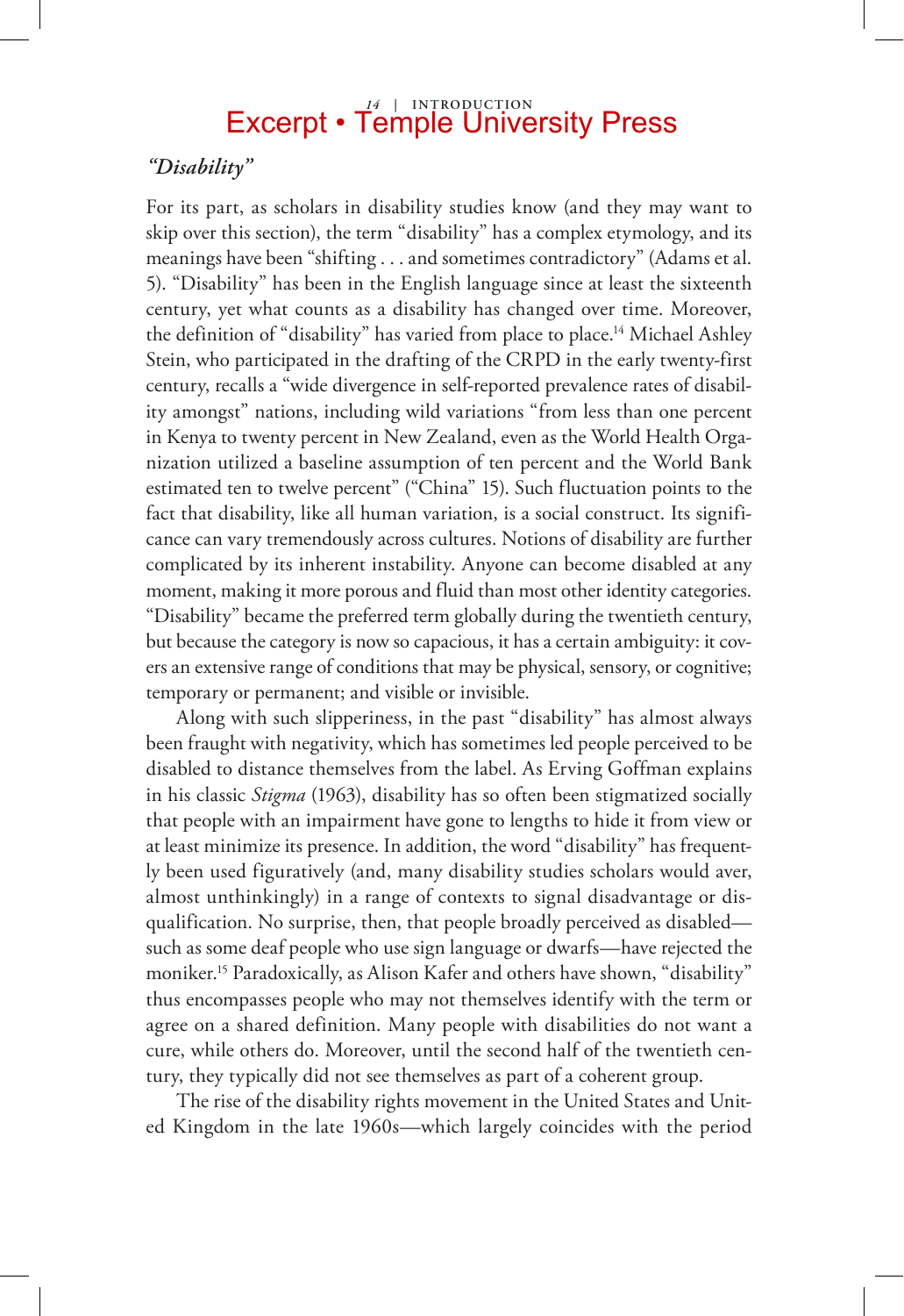### *"Disability"*

For its part, as scholars in disability studies know (and they may want to skip over this section), the term "disability" has a complex etymology, and its meanings have been "shifting . . . and sometimes contradictory" (Adams et al. 5). "Disability" has been in the English language since at least the sixteenth century, yet what counts as a disability has changed over time. Moreover, the definition of "disability" has varied from place to place.[14] Michael Ashley Stein, who participated in the drafting of the CRPD in the early twenty-first century, recalls a "wide divergence in self-reported prevalence rates of disability amongst" nations, including wild variations "from less than one percent in Kenya to twenty percent in New Zealand, even as the World Health Organization utilized a baseline assumption of ten percent and the World Bank estimated ten to twelve percent" ("China" 15). Such fluctuation points to the fact that disability, like all human variation, is a social construct. Its significance can vary tremendously across cultures. Notions of disability are further complicated by its inherent instability. Anyone can become disabled at any moment, making it more porous and fluid than most other identity categories. "Disability" became the preferred term globally during the twentieth century, but because the category is now so capacious, it has a certain ambiguity: it covers an extensive range of conditions that may be physical, sensory, or cognitive; temporary or permanent; and visible or invisible.

Along with such slipperiness, in the past "disability" has almost always been fraught with negativity, which has sometimes led people perceived to be disabled to distance themselves from the label. As Erving Goffman explains in his classic *Stigma* (1963), disability has so often been stigmatized socially that people with an impairment have gone to lengths to hide it from view or at least minimize its presence. In addition, the word "disability" has frequently been used figuratively (and, many disability studies scholars would aver, almost unthinkingly) in a range of contexts to signal disadvantage or disqualification. No surprise, then, that people broadly perceived as disabled—such as some deaf people who use sign language or dwarfs—have rejected the moniker.[15] Paradoxically, as Alison Kafer and others have shown, "disability" thus encompasses people who may not themselves identify with the term or agree on a shared definition. Many people with disabilities do not want a cure, while others do. Moreover, until the second half of the twentieth century, they typically did not see themselves as part of a coherent group.

The rise of the disability rights movement in the United States and United Kingdom in the late 1960s—which largely coincides with the period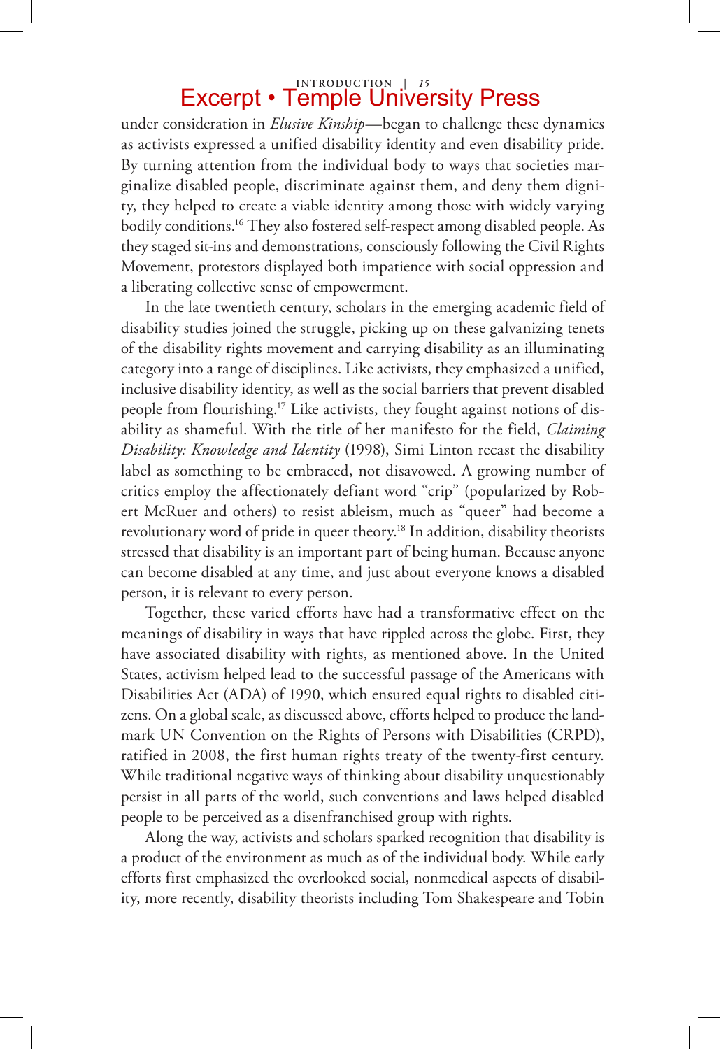under consideration in *Elusive Kinship*—began to challenge these dynamics as activists expressed a unified disability identity and even disability pride. By turning attention from the individual body to ways that societies marginalize disabled people, discriminate against them, and deny them dignity, they helped to create a viable identity among those with widely varying bodily conditions.[16] They also fostered self-respect among disabled people. As they staged sit-ins and demonstrations, consciously following the Civil Rights Movement, protestors displayed both impatience with social oppression and a liberating collective sense of empowerment.

In the late twentieth century, scholars in the emerging academic field of disability studies joined the struggle, picking up on these galvanizing tenets of the disability rights movement and carrying disability as an illuminating category into a range of disciplines. Like activists, they emphasized a unified, inclusive disability identity, as well as the social barriers that prevent disabled people from flourishing.[17] Like activists, they fought against notions of disability as shameful. With the title of her manifesto for the field, *Claiming Disability: Knowledge and Identity* (1998), Simi Linton recast the disability label as something to be embraced, not disavowed. A growing number of critics employ the affectionately defiant word "crip" (popularized by Robert McRuer and others) to resist ableism, much as "queer" had become a revolutionary word of pride in queer theory.[18] In addition, disability theorists stressed that disability is an important part of being human. Because anyone can become disabled at any time, and just about everyone knows a disabled person, it is relevant to every person.

Together, these varied efforts have had a transformative effect on the meanings of disability in ways that have rippled across the globe. First, they have associated disability with rights, as mentioned above. In the United States, activism helped lead to the successful passage of the Americans with Disabilities Act (ADA) of 1990, which ensured equal rights to disabled citizens. On a global scale, as discussed above, efforts helped to produce the landmark UN Convention on the Rights of Persons with Disabilities (CRPD), ratified in 2008, the first human rights treaty of the twenty-first century. While traditional negative ways of thinking about disability unquestionably persist in all parts of the world, such conventions and laws helped disabled people to be perceived as a disenfranchised group with rights.

Along the way, activists and scholars sparked recognition that disability is a product of the environment as much as of the individual body. While early efforts first emphasized the overlooked social, nonmedical aspects of disability, more recently, disability theorists including Tom Shakespeare and Tobin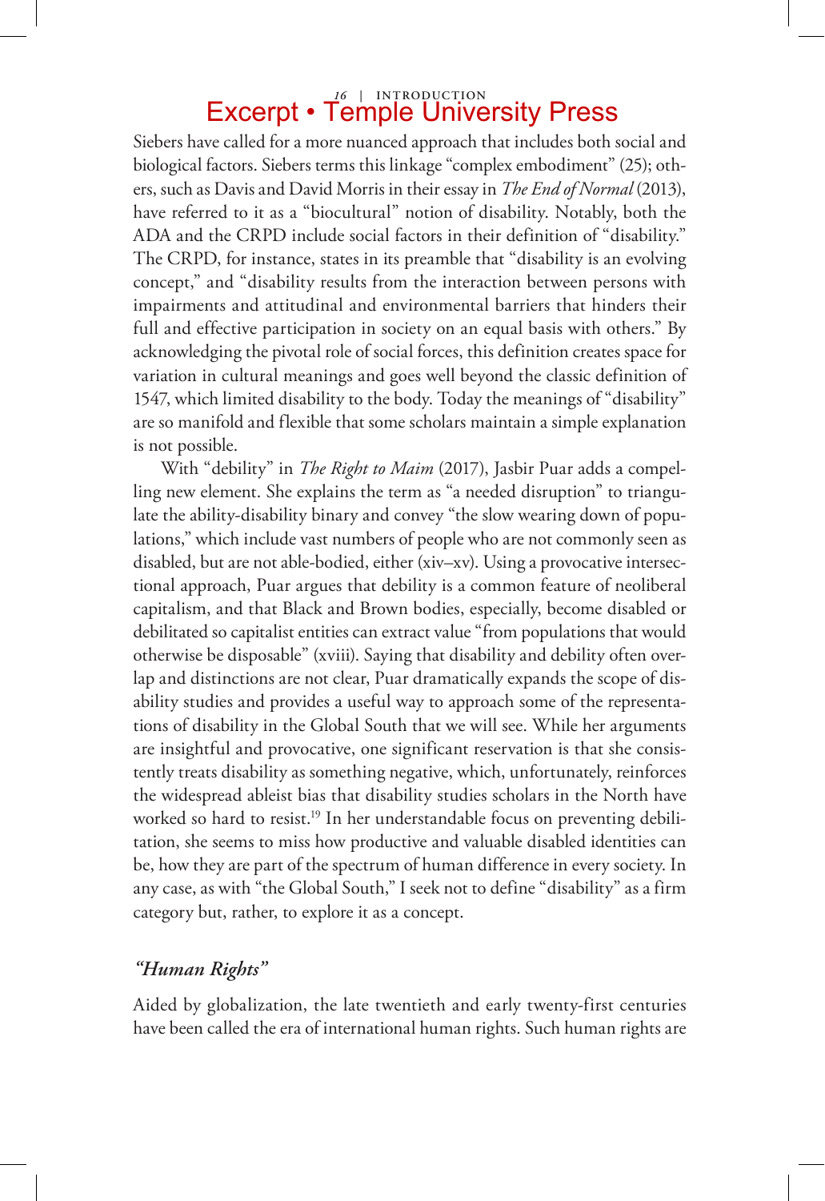Siebers have called for a more nuanced approach that includes both social and biological factors. Siebers terms this linkage "complex embodiment" (25); others, such as Davis and David Morris in their essay in *The End of Normal* (2013), have referred to it as a "biocultural" notion of disability. Notably, both the ADA and the CRPD include social factors in their definition of "disability." The CRPD, for instance, states in its preamble that "disability is an evolving concept," and "disability results from the interaction between persons with impairments and attitudinal and environmental barriers that hinders their full and effective participation in society on an equal basis with others." By acknowledging the pivotal role of social forces, this definition creates space for variation in cultural meanings and goes well beyond the classic definition of 1547, which limited disability to the body. Today the meanings of "disability" are so manifold and flexible that some scholars maintain a simple explanation is not possible.

With "debility" in *The Right to Maim* (2017), Jasbir Puar adds a compelling new element. She explains the term as "a needed disruption" to triangulate the ability-disability binary and convey "the slow wearing down of populations," which include vast numbers of people who are not commonly seen as disabled, but are not able-bodied, either (xiv–xv). Using a provocative intersectional approach, Puar argues that debility is a common feature of neoliberal capitalism, and that Black and Brown bodies, especially, become disabled or debilitated so capitalist entities can extract value "from populations that would otherwise be disposable" (xviii). Saying that disability and debility often overlap and distinctions are not clear, Puar dramatically expands the scope of disability studies and provides a useful way to approach some of the representations of disability in the Global South that we will see. While her arguments are insightful and provocative, one significant reservation is that she consistently treats disability as something negative, which, unfortunately, reinforces the widespread ableist bias that disability studies scholars in the North have worked so hard to resist.[19] In her understandable focus on preventing debilitation, she seems to miss how productive and valuable disabled identities can be, how they are part of the spectrum of human difference in every society. In any case, as with "the Global South," I seek not to define "disability" as a firm category but, rather, to explore it as a concept.

### *"Human Rights"*

Aided by globalization, the late twentieth and early twenty-first centuries have been called the era of international human rights. Such human rights are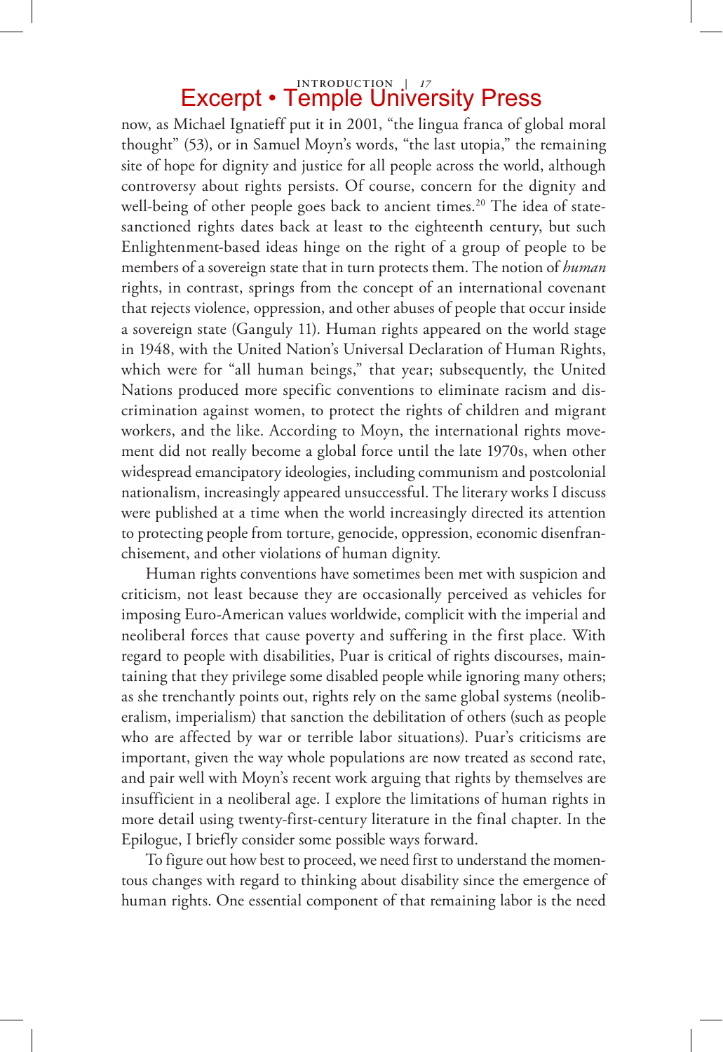now, as Michael Ignatieff put it in 2001, "the lingua franca of global moral thought" (53), or in Samuel Moyn's words, "the last utopia," the remaining site of hope for dignity and justice for all people across the world, although controversy about rights persists. Of course, concern for the dignity and well-being of other people goes back to ancient times.[20] The idea of state-sanctioned rights dates back at least to the eighteenth century, but such Enlightenment-based ideas hinge on the right of a group of people to be members of a sovereign state that in turn protects them. The notion of *human* rights, in contrast, springs from the concept of an international covenant that rejects violence, oppression, and other abuses of people that occur inside a sovereign state (Ganguly 11). Human rights appeared on the world stage in 1948, with the United Nation's Universal Declaration of Human Rights, which were for "all human beings," that year; subsequently, the United Nations produced more specific conventions to eliminate racism and discrimination against women, to protect the rights of children and migrant workers, and the like. According to Moyn, the international rights movement did not really become a global force until the late 1970s, when other widespread emancipatory ideologies, including communism and postcolonial nationalism, increasingly appeared unsuccessful. The literary works I discuss were published at a time when the world increasingly directed its attention to protecting people from torture, genocide, oppression, economic disenfranchisement, and other violations of human dignity.

Human rights conventions have sometimes been met with suspicion and criticism, not least because they are occasionally perceived as vehicles for imposing Euro-American values worldwide, complicit with the imperial and neoliberal forces that cause poverty and suffering in the first place. With regard to people with disabilities, Puar is critical of rights discourses, maintaining that they privilege some disabled people while ignoring many others; as she trenchantly points out, rights rely on the same global systems (neoliberalism, imperialism) that sanction the debilitation of others (such as people who are affected by war or terrible labor situations). Puar's criticisms are important, given the way whole populations are now treated as second rate, and pair well with Moyn's recent work arguing that rights by themselves are insufficient in a neoliberal age. I explore the limitations of human rights in more detail using twenty-first-century literature in the final chapter. In the Epilogue, I briefly consider some possible ways forward.

To figure out how best to proceed, we need first to understand the momentous changes with regard to thinking about disability since the emergence of human rights. One essential component of that remaining labor is the need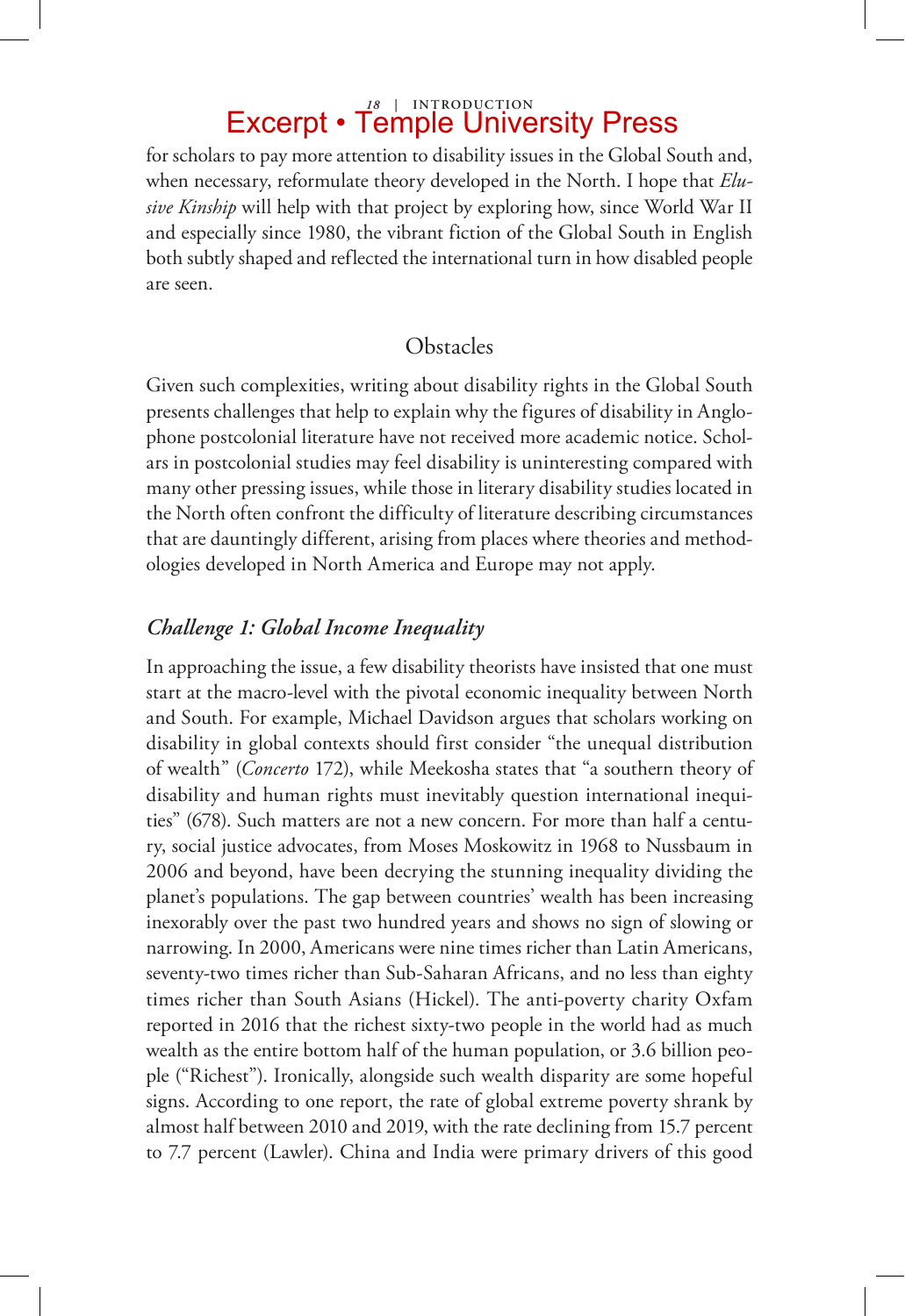for scholars to pay more attention to disability issues in the Global South and, when necessary, reformulate theory developed in the North. I hope that *Elusive Kinship* will help with that project by exploring how, since World War II and especially since 1980, the vibrant fiction of the Global South in English both subtly shaped and reflected the international turn in how disabled people are seen.

## Obstacles

Given such complexities, writing about disability rights in the Global South presents challenges that help to explain why the figures of disability in Anglophone postcolonial literature have not received more academic notice. Scholars in postcolonial studies may feel disability is uninteresting compared with many other pressing issues, while those in literary disability studies located in the North often confront the difficulty of literature describing circumstances that are dauntingly different, arising from places where theories and methodologies developed in North America and Europe may not apply.

### *Challenge 1: Global Income Inequality*

In approaching the issue, a few disability theorists have insisted that one must start at the macro-level with the pivotal economic inequality between North and South. For example, Michael Davidson argues that scholars working on disability in global contexts should first consider "the unequal distribution of wealth" (*Concerto* 172), while Meekosha states that "a southern theory of disability and human rights must inevitably question international inequities" (678). Such matters are not a new concern. For more than half a century, social justice advocates, from Moses Moskowitz in 1968 to Nussbaum in 2006 and beyond, have been decrying the stunning inequality dividing the planet's populations. The gap between countries' wealth has been increasing inexorably over the past two hundred years and shows no sign of slowing or narrowing. In 2000, Americans were nine times richer than Latin Americans, seventy-two times richer than Sub-Saharan Africans, and no less than eighty times richer than South Asians (Hickel). The anti-poverty charity Oxfam reported in 2016 that the richest sixty-two people in the world had as much wealth as the entire bottom half of the human population, or 3.6 billion people ("Richest"). Ironically, alongside such wealth disparity are some hopeful signs. According to one report, the rate of global extreme poverty shrank by almost half between 2010 and 2019, with the rate declining from 15.7 percent to 7.7 percent (Lawler). China and India were primary drivers of this good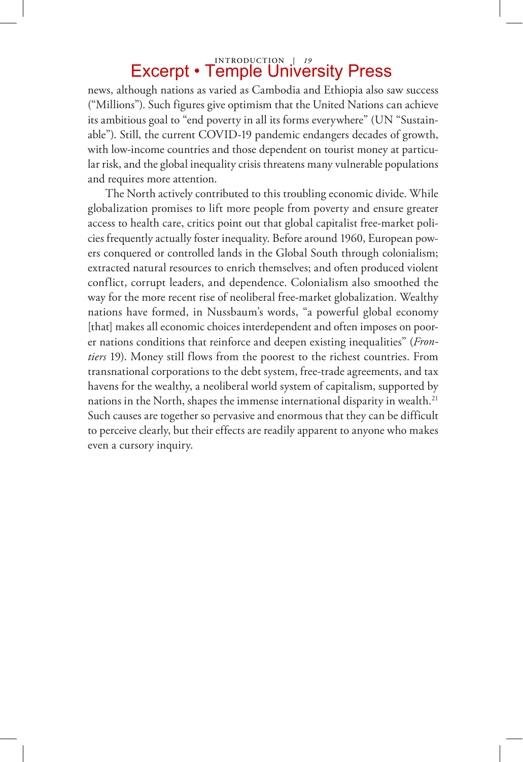news, although nations as varied as Cambodia and Ethiopia also saw success ("Millions"). Such figures give optimism that the United Nations can achieve its ambitious goal to "end poverty in all its forms everywhere" (UN "Sustainable"). Still, the current COVID-19 pandemic endangers decades of growth, with low-income countries and those dependent on tourist money at particular risk, and the global inequality crisis threatens many vulnerable populations and requires more attention.

The North actively contributed to this troubling economic divide. While globalization promises to lift more people from poverty and ensure greater access to health care, critics point out that global capitalist free-market policies frequently actually foster inequality. Before around 1960, European powers conquered or controlled lands in the Global South through colonialism; extracted natural resources to enrich themselves; and often produced violent conflict, corrupt leaders, and dependence. Colonialism also smoothed the way for the more recent rise of neoliberal free-market globalization. Wealthy nations have formed, in Nussbaum's words, "a powerful global economy [that] makes all economic choices interdependent and often imposes on poorer nations conditions that reinforce and deepen existing inequalities" (*Frontiers* 19). Money still flows from the poorest to the richest countries. From transnational corporations to the debt system, free-trade agreements, and tax havens for the wealthy, a neoliberal world system of capitalism, supported by nations in the North, shapes the immense international disparity in wealth.[21] Such causes are together so pervasive and enormous that they can be difficult to perceive clearly, but their effects are readily apparent to anyone who makes even a cursory inquiry.